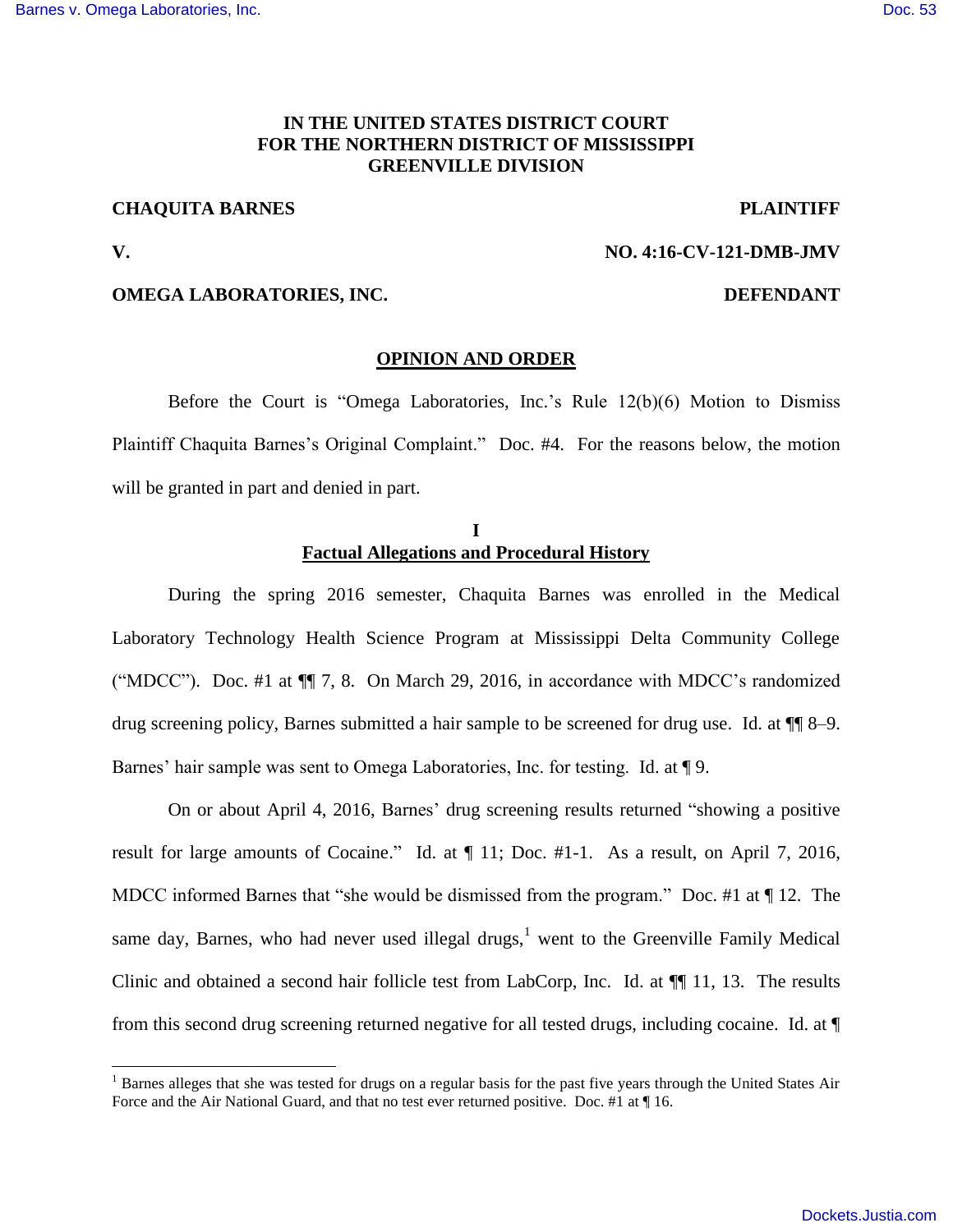**IN THE UNITED STATES DISTRICT COURT**
**FOR THE NORTHERN DISTRICT OF MISSISSIPPI**
**GREENVILLE DIVISION**

**CHAQUITA BARNES** **PLAINTIFF**

**V.** **NO. 4:16-CV-121-DMB-JMV**

**OMEGA LABORATORIES, INC.** **DEFENDANT**

**OPINION AND ORDER**

Before the Court is "Omega Laboratories, Inc.'s Rule 12(b)(6) Motion to Dismiss Plaintiff Chaquita Barnes's Original Complaint." Doc. #4. For the reasons below, the motion will be granted in part and denied in part.

## I
## Factual Allegations and Procedural History

During the spring 2016 semester, Chaquita Barnes was enrolled in the Medical Laboratory Technology Health Science Program at Mississippi Delta Community College ("MDCC"). Doc. #1 at ¶¶ 7, 8. On March 29, 2016, in accordance with MDCC's randomized drug screening policy, Barnes submitted a hair sample to be screened for drug use. Id. at ¶¶ 8–9. Barnes' hair sample was sent to Omega Laboratories, Inc. for testing. Id. at ¶ 9.

On or about April 4, 2016, Barnes' drug screening results returned "showing a positive result for large amounts of Cocaine." Id. at ¶ 11; Doc. #1-1. As a result, on April 7, 2016, MDCC informed Barnes that "she would be dismissed from the program." Doc. #1 at ¶ 12. The same day, Barnes, who had never used illegal drugs,[1] went to the Greenville Family Medical Clinic and obtained a second hair follicle test from LabCorp, Inc. Id. at ¶¶ 11, 13. The results from this second drug screening returned negative for all tested drugs, including cocaine. Id. at ¶

[1] Barnes alleges that she was tested for drugs on a regular basis for the past five years through the United States Air Force and the Air National Guard, and that no test ever returned positive. Doc. #1 at ¶ 16.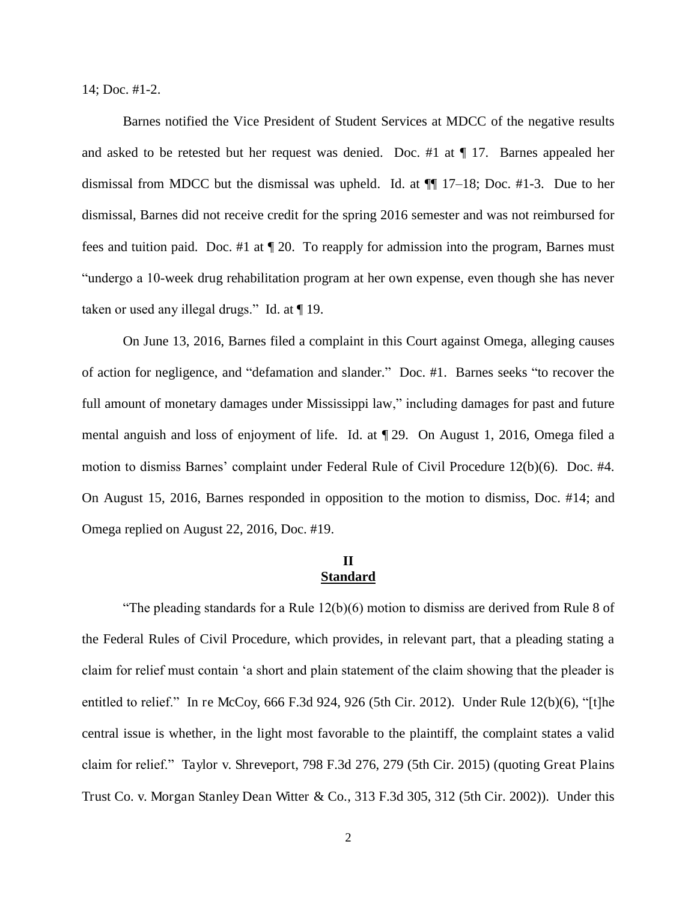14; Doc. #1-2.

Barnes notified the Vice President of Student Services at MDCC of the negative results and asked to be retested but her request was denied. Doc. #1 at ¶ 17. Barnes appealed her dismissal from MDCC but the dismissal was upheld. Id. at ¶¶ 17–18; Doc. #1-3. Due to her dismissal, Barnes did not receive credit for the spring 2016 semester and was not reimbursed for fees and tuition paid. Doc. #1 at ¶ 20. To reapply for admission into the program, Barnes must "undergo a 10-week drug rehabilitation program at her own expense, even though she has never taken or used any illegal drugs." Id. at ¶ 19.

On June 13, 2016, Barnes filed a complaint in this Court against Omega, alleging causes of action for negligence, and "defamation and slander." Doc. #1. Barnes seeks "to recover the full amount of monetary damages under Mississippi law," including damages for past and future mental anguish and loss of enjoyment of life. Id. at ¶ 29. On August 1, 2016, Omega filed a motion to dismiss Barnes' complaint under Federal Rule of Civil Procedure 12(b)(6). Doc. #4. On August 15, 2016, Barnes responded in opposition to the motion to dismiss, Doc. #14; and Omega replied on August 22, 2016, Doc. #19.

## II
## Standard

"The pleading standards for a Rule 12(b)(6) motion to dismiss are derived from Rule 8 of the Federal Rules of Civil Procedure, which provides, in relevant part, that a pleading stating a claim for relief must contain 'a short and plain statement of the claim showing that the pleader is entitled to relief." In re McCoy, 666 F.3d 924, 926 (5th Cir. 2012). Under Rule 12(b)(6), "[t]he central issue is whether, in the light most favorable to the plaintiff, the complaint states a valid claim for relief." Taylor v. Shreveport, 798 F.3d 276, 279 (5th Cir. 2015) (quoting Great Plains Trust Co. v. Morgan Stanley Dean Witter & Co., 313 F.3d 305, 312 (5th Cir. 2002)). Under this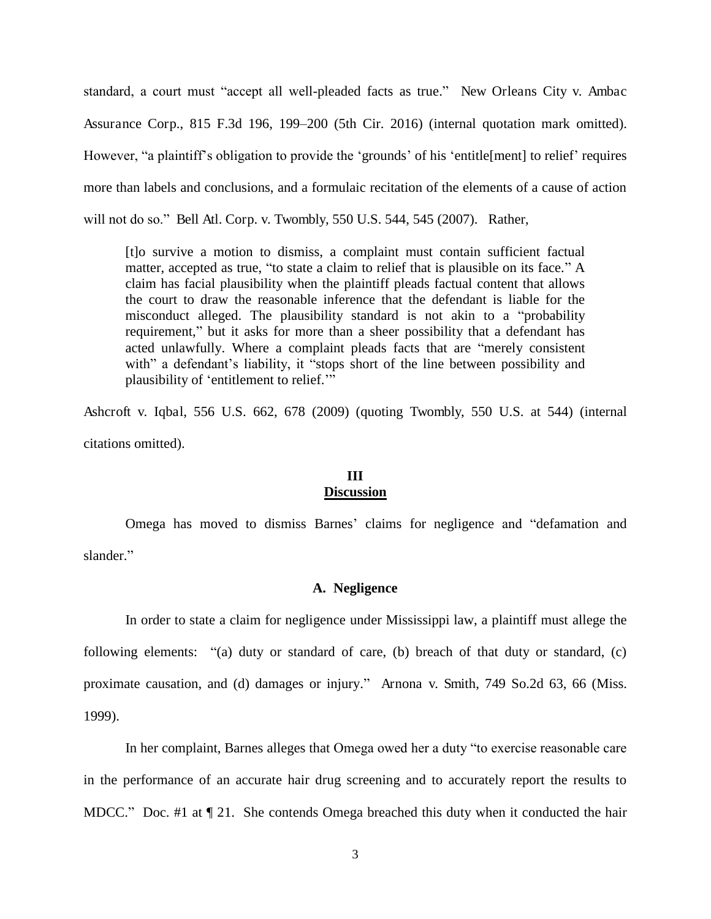standard, a court must "accept all well-pleaded facts as true." New Orleans City v. Ambac Assurance Corp., 815 F.3d 196, 199–200 (5th Cir. 2016) (internal quotation mark omitted). However, "a plaintiff's obligation to provide the 'grounds' of his 'entitle[ment] to relief' requires more than labels and conclusions, and a formulaic recitation of the elements of a cause of action will not do so." Bell Atl. Corp. v. Twombly, 550 U.S. 544, 545 (2007). Rather,

> [t]o survive a motion to dismiss, a complaint must contain sufficient factual matter, accepted as true, "to state a claim to relief that is plausible on its face." A claim has facial plausibility when the plaintiff pleads factual content that allows the court to draw the reasonable inference that the defendant is liable for the misconduct alleged. The plausibility standard is not akin to a "probability requirement," but it asks for more than a sheer possibility that a defendant has acted unlawfully. Where a complaint pleads facts that are "merely consistent with" a defendant's liability, it "stops short of the line between possibility and plausibility of 'entitlement to relief.'"

Ashcroft v. Iqbal, 556 U.S. 662, 678 (2009) (quoting Twombly, 550 U.S. at 544) (internal citations omitted).

## III
## Discussion

Omega has moved to dismiss Barnes' claims for negligence and "defamation and slander."

### A. Negligence

In order to state a claim for negligence under Mississippi law, a plaintiff must allege the following elements: "(a) duty or standard of care, (b) breach of that duty or standard, (c) proximate causation, and (d) damages or injury." Arnona v. Smith, 749 So.2d 63, 66 (Miss. 1999).

In her complaint, Barnes alleges that Omega owed her a duty "to exercise reasonable care in the performance of an accurate hair drug screening and to accurately report the results to MDCC." Doc. #1 at ¶ 21. She contends Omega breached this duty when it conducted the hair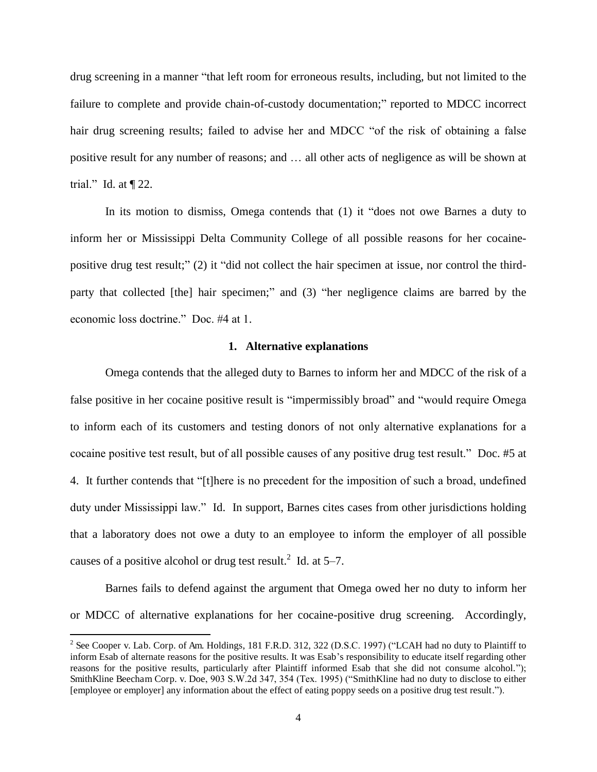drug screening in a manner "that left room for erroneous results, including, but not limited to the failure to complete and provide chain-of-custody documentation;" reported to MDCC incorrect hair drug screening results; failed to advise her and MDCC "of the risk of obtaining a false positive result for any number of reasons; and … all other acts of negligence as will be shown at trial." Id. at ¶ 22.

In its motion to dismiss, Omega contends that (1) it "does not owe Barnes a duty to inform her or Mississippi Delta Community College of all possible reasons for her cocaine-positive drug test result;" (2) it "did not collect the hair specimen at issue, nor control the third-party that collected [the] hair specimen;" and (3) "her negligence claims are barred by the economic loss doctrine." Doc. #4 at 1.

### 1. Alternative explanations

Omega contends that the alleged duty to Barnes to inform her and MDCC of the risk of a false positive in her cocaine positive result is "impermissibly broad" and "would require Omega to inform each of its customers and testing donors of not only alternative explanations for a cocaine positive test result, but of all possible causes of any positive drug test result." Doc. #5 at 4. It further contends that "[t]here is no precedent for the imposition of such a broad, undefined duty under Mississippi law." Id. In support, Barnes cites cases from other jurisdictions holding that a laboratory does not owe a duty to an employee to inform the employer of all possible causes of a positive alcohol or drug test result.[2] Id. at 5–7.

Barnes fails to defend against the argument that Omega owed her no duty to inform her or MDCC of alternative explanations for her cocaine-positive drug screening. Accordingly,

---

[2] See Cooper v. Lab. Corp. of Am. Holdings, 181 F.R.D. 312, 322 (D.S.C. 1997) ("LCAH had no duty to Plaintiff to inform Esab of alternate reasons for the positive results. It was Esab's responsibility to educate itself regarding other reasons for the positive results, particularly after Plaintiff informed Esab that she did not consume alcohol."); SmithKline Beecham Corp. v. Doe, 903 S.W.2d 347, 354 (Tex. 1995) ("SmithKline had no duty to disclose to either [employee or employer] any information about the effect of eating poppy seeds on a positive drug test result.").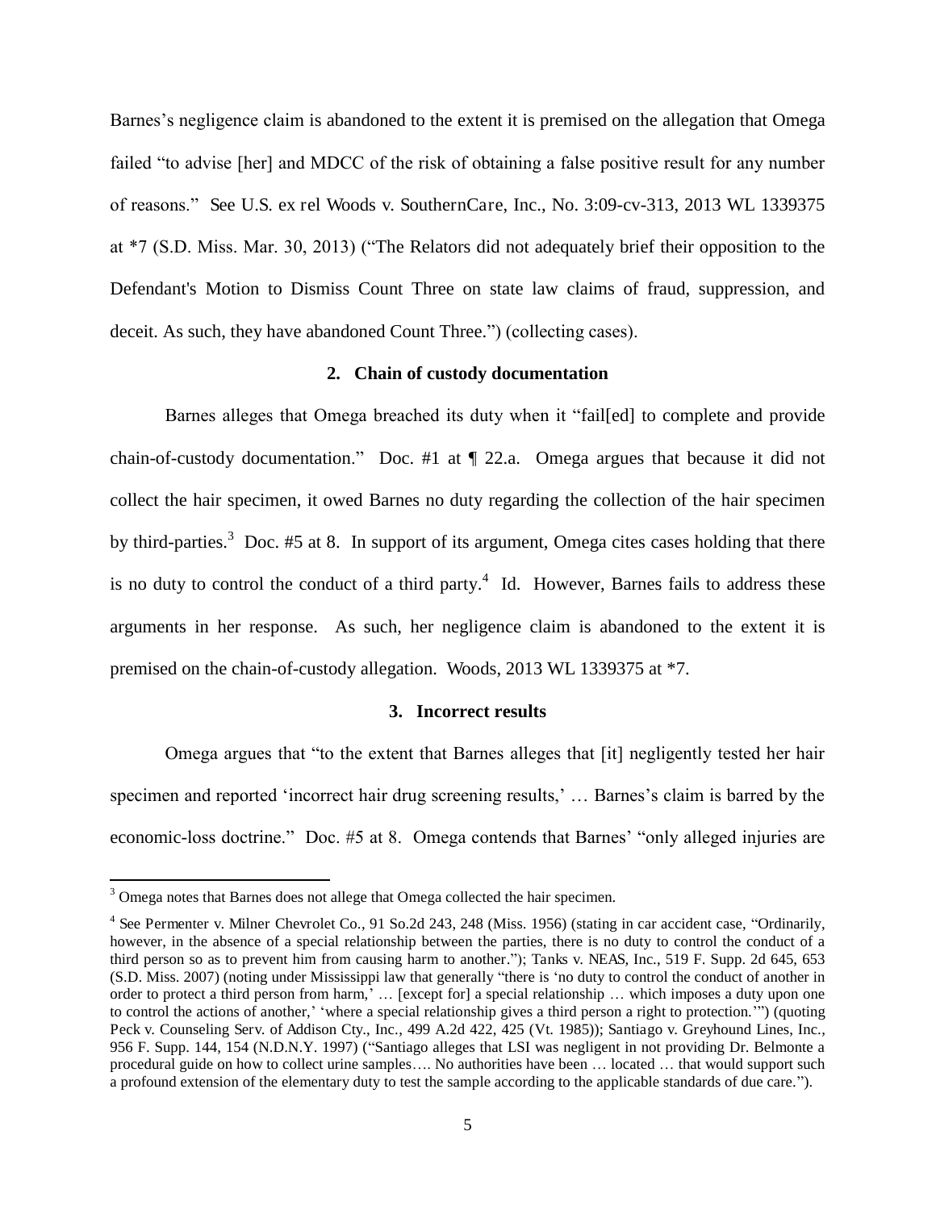Barnes's negligence claim is abandoned to the extent it is premised on the allegation that Omega failed "to advise [her] and MDCC of the risk of obtaining a false positive result for any number of reasons." See U.S. ex rel Woods v. SouthernCare, Inc., No. 3:09-cv-313, 2013 WL 1339375 at *7 (S.D. Miss. Mar. 30, 2013) ("The Relators did not adequately brief their opposition to the Defendant's Motion to Dismiss Count Three on state law claims of fraud, suppression, and deceit. As such, they have abandoned Count Three.") (collecting cases).

### 2. Chain of custody documentation

Barnes alleges that Omega breached its duty when it "fail[ed] to complete and provide chain-of-custody documentation." Doc. #1 at ¶ 22.a. Omega argues that because it did not collect the hair specimen, it owed Barnes no duty regarding the collection of the hair specimen by third-parties.[3] Doc. #5 at 8. In support of its argument, Omega cites cases holding that there is no duty to control the conduct of a third party.[4] Id. However, Barnes fails to address these arguments in her response. As such, her negligence claim is abandoned to the extent it is premised on the chain-of-custody allegation. Woods, 2013 WL 1339375 at *7.

### 3. Incorrect results

Omega argues that "to the extent that Barnes alleges that [it] negligently tested her hair specimen and reported 'incorrect hair drug screening results,' … Barnes's claim is barred by the economic-loss doctrine." Doc. #5 at 8. Omega contends that Barnes' "only alleged injuries are

---

[3] Omega notes that Barnes does not allege that Omega collected the hair specimen.

[4] See Permenter v. Milner Chevrolet Co., 91 So.2d 243, 248 (Miss. 1956) (stating in car accident case, "Ordinarily, however, in the absence of a special relationship between the parties, there is no duty to control the conduct of a third person so as to prevent him from causing harm to another."); Tanks v. NEAS, Inc., 519 F. Supp. 2d 645, 653 (S.D. Miss. 2007) (noting under Mississippi law that generally "there is 'no duty to control the conduct of another in order to protect a third person from harm,' … [except for] a special relationship … which imposes a duty upon one to control the actions of another,' 'where a special relationship gives a third person a right to protection.'") (quoting Peck v. Counseling Serv. of Addison Cty., Inc., 499 A.2d 422, 425 (Vt. 1985)); Santiago v. Greyhound Lines, Inc., 956 F. Supp. 144, 154 (N.D.N.Y. 1997) ("Santiago alleges that LSI was negligent in not providing Dr. Belmonte a procedural guide on how to collect urine samples…. No authorities have been … located … that would support such a profound extension of the elementary duty to test the sample according to the applicable standards of due care.").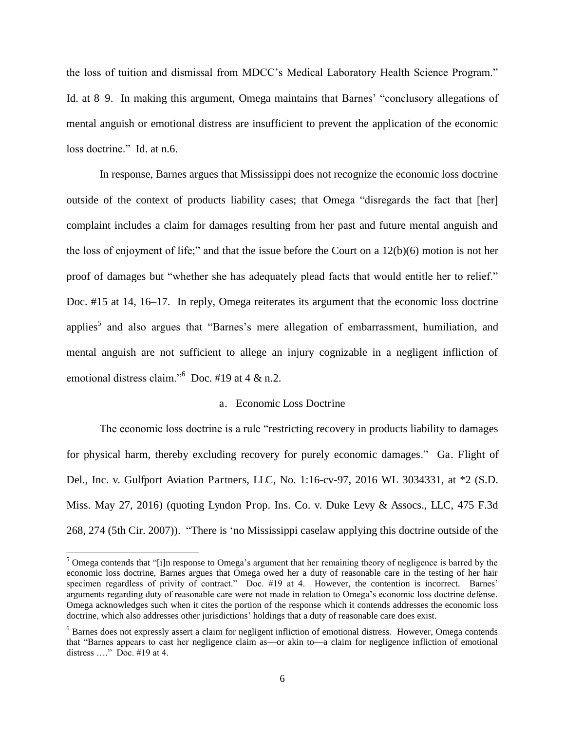the loss of tuition and dismissal from MDCC's Medical Laboratory Health Science Program." Id. at 8–9. In making this argument, Omega maintains that Barnes' "conclusory allegations of mental anguish or emotional distress are insufficient to prevent the application of the economic loss doctrine." Id. at n.6.

In response, Barnes argues that Mississippi does not recognize the economic loss doctrine outside of the context of products liability cases; that Omega "disregards the fact that [her] complaint includes a claim for damages resulting from her past and future mental anguish and the loss of enjoyment of life;" and that the issue before the Court on a 12(b)(6) motion is not her proof of damages but "whether she has adequately plead facts that would entitle her to relief." Doc. #15 at 14, 16–17. In reply, Omega reiterates its argument that the economic loss doctrine applies[5] and also argues that "Barnes's mere allegation of embarrassment, humiliation, and mental anguish are not sufficient to allege an injury cognizable in a negligent infliction of emotional distress claim."[6] Doc. #19 at 4 & n.2.

a. Economic Loss Doctrine

The economic loss doctrine is a rule "restricting recovery in products liability to damages for physical harm, thereby excluding recovery for purely economic damages." Ga. Flight of Del., Inc. v. Gulfport Aviation Partners, LLC, No. 1:16-cv-97, 2016 WL 3034331, at *2 (S.D. Miss. May 27, 2016) (quoting Lyndon Prop. Ins. Co. v. Duke Levy & Assocs., LLC, 475 F.3d 268, 274 (5th Cir. 2007)). "There is 'no Mississippi caselaw applying this doctrine outside of the

---

[5] Omega contends that "[i]n response to Omega's argument that her remaining theory of negligence is barred by the economic loss doctrine, Barnes argues that Omega owed her a duty of reasonable care in the testing of her hair specimen regardless of privity of contract." Doc. #19 at 4. However, the contention is incorrect. Barnes' arguments regarding duty of reasonable care were not made in relation to Omega's economic loss doctrine defense. Omega acknowledges such when it cites the portion of the response which it contends addresses the economic loss doctrine, which also addresses other jurisdictions' holdings that a duty of reasonable care does exist.

[6] Barnes does not expressly assert a claim for negligent infliction of emotional distress. However, Omega contends that "Barnes appears to cast her negligence claim as—or akin to—a claim for negligence infliction of emotional distress …." Doc. #19 at 4.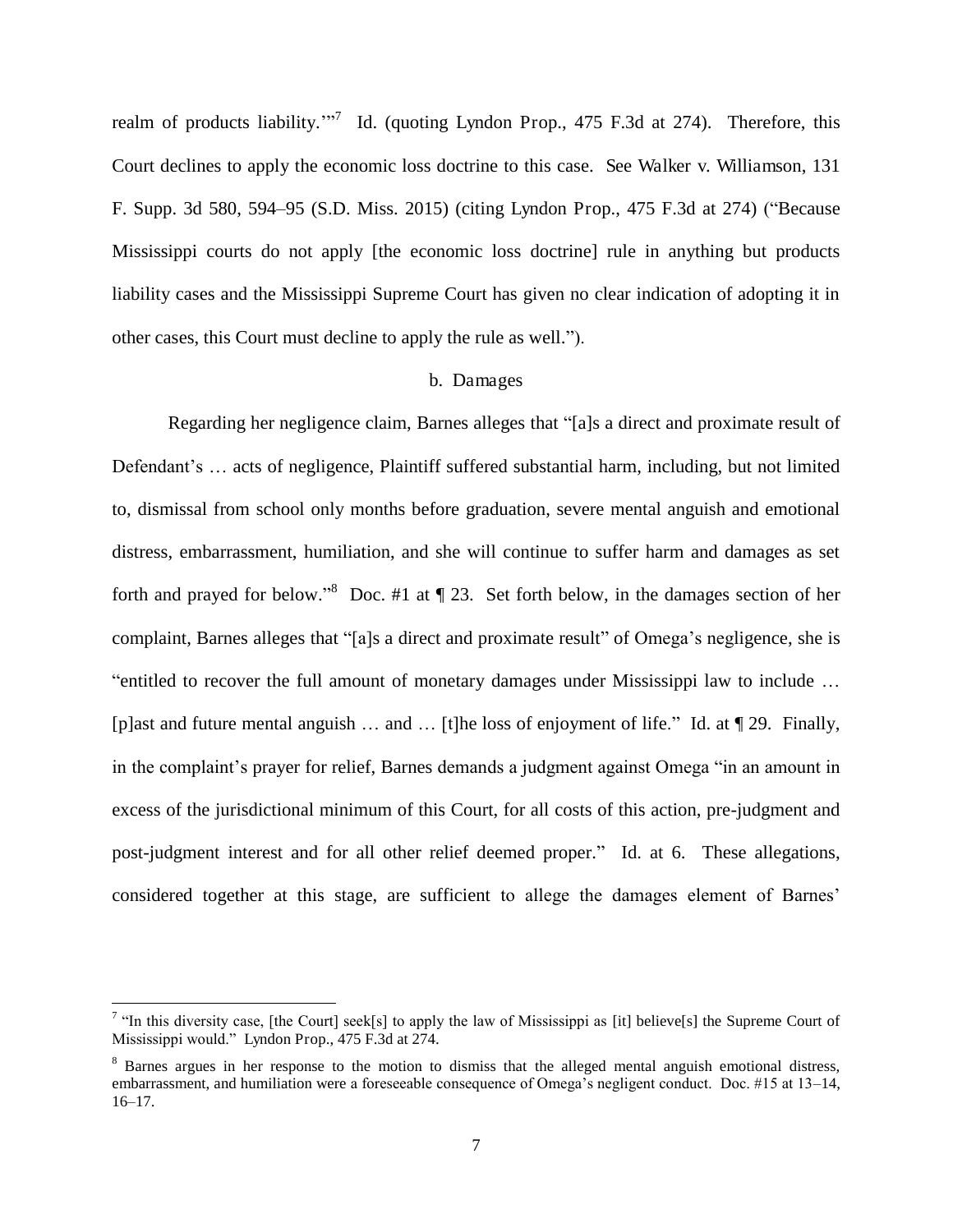realm of products liability.'"[7] Id. (quoting Lyndon Prop., 475 F.3d at 274). Therefore, this Court declines to apply the economic loss doctrine to this case. See Walker v. Williamson, 131 F. Supp. 3d 580, 594–95 (S.D. Miss. 2015) (citing Lyndon Prop., 475 F.3d at 274) ("Because Mississippi courts do not apply [the economic loss doctrine] rule in anything but products liability cases and the Mississippi Supreme Court has given no clear indication of adopting it in other cases, this Court must decline to apply the rule as well.").

b. Damages

Regarding her negligence claim, Barnes alleges that "[a]s a direct and proximate result of Defendant's … acts of negligence, Plaintiff suffered substantial harm, including, but not limited to, dismissal from school only months before graduation, severe mental anguish and emotional distress, embarrassment, humiliation, and she will continue to suffer harm and damages as set forth and prayed for below."[8] Doc. #1 at ¶ 23. Set forth below, in the damages section of her complaint, Barnes alleges that "[a]s a direct and proximate result" of Omega's negligence, she is "entitled to recover the full amount of monetary damages under Mississippi law to include … [p]ast and future mental anguish … and … [t]he loss of enjoyment of life." Id. at ¶ 29. Finally, in the complaint's prayer for relief, Barnes demands a judgment against Omega "in an amount in excess of the jurisdictional minimum of this Court, for all costs of this action, pre-judgment and post-judgment interest and for all other relief deemed proper." Id. at 6. These allegations, considered together at this stage, are sufficient to allege the damages element of Barnes'

---

[7] "In this diversity case, [the Court] seek[s] to apply the law of Mississippi as [it] believe[s] the Supreme Court of Mississippi would." Lyndon Prop., 475 F.3d at 274.

[8] Barnes argues in her response to the motion to dismiss that the alleged mental anguish emotional distress, embarrassment, and humiliation were a foreseeable consequence of Omega's negligent conduct. Doc. #15 at 13–14, 16–17.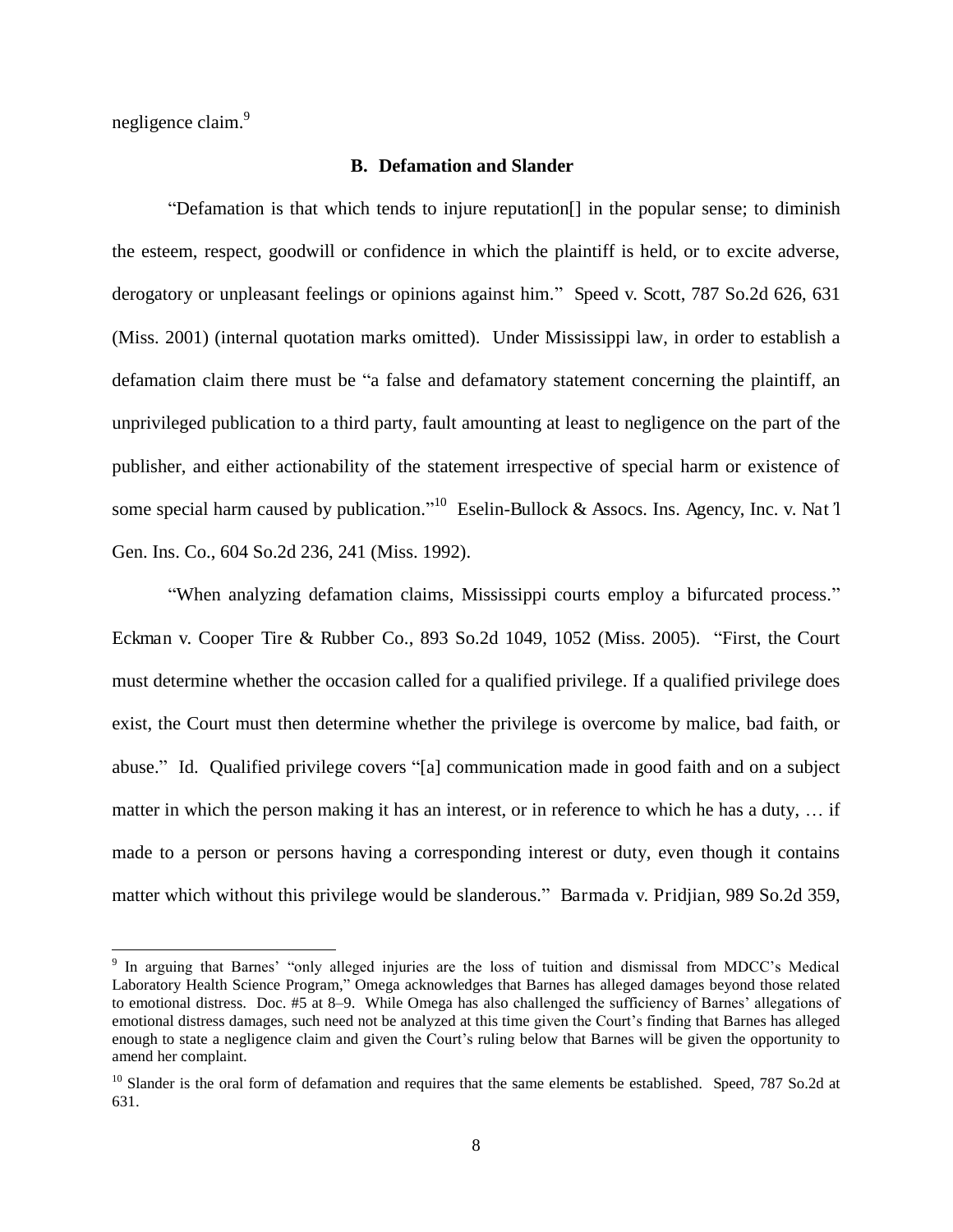negligence claim.[9]

**B. Defamation and Slander**

"Defamation is that which tends to injure reputation[] in the popular sense; to diminish the esteem, respect, goodwill or confidence in which the plaintiff is held, or to excite adverse, derogatory or unpleasant feelings or opinions against him." Speed v. Scott, 787 So.2d 626, 631 (Miss. 2001) (internal quotation marks omitted). Under Mississippi law, in order to establish a defamation claim there must be "a false and defamatory statement concerning the plaintiff, an unprivileged publication to a third party, fault amounting at least to negligence on the part of the publisher, and either actionability of the statement irrespective of special harm or existence of some special harm caused by publication."[10] Eselin-Bullock & Assocs. Ins. Agency, Inc. v. Nat'l Gen. Ins. Co., 604 So.2d 236, 241 (Miss. 1992).

"When analyzing defamation claims, Mississippi courts employ a bifurcated process." Eckman v. Cooper Tire & Rubber Co., 893 So.2d 1049, 1052 (Miss. 2005). "First, the Court must determine whether the occasion called for a qualified privilege. If a qualified privilege does exist, the Court must then determine whether the privilege is overcome by malice, bad faith, or abuse." Id. Qualified privilege covers "[a] communication made in good faith and on a subject matter in which the person making it has an interest, or in reference to which he has a duty, … if made to a person or persons having a corresponding interest or duty, even though it contains matter which without this privilege would be slanderous." Barmada v. Pridjian, 989 So.2d 359,

---

[9] In arguing that Barnes' "only alleged injuries are the loss of tuition and dismissal from MDCC's Medical Laboratory Health Science Program," Omega acknowledges that Barnes has alleged damages beyond those related to emotional distress. Doc. #5 at 8–9. While Omega has also challenged the sufficiency of Barnes' allegations of emotional distress damages, such need not be analyzed at this time given the Court's finding that Barnes has alleged enough to state a negligence claim and given the Court's ruling below that Barnes will be given the opportunity to amend her complaint.

[10] Slander is the oral form of defamation and requires that the same elements be established. Speed, 787 So.2d at 631.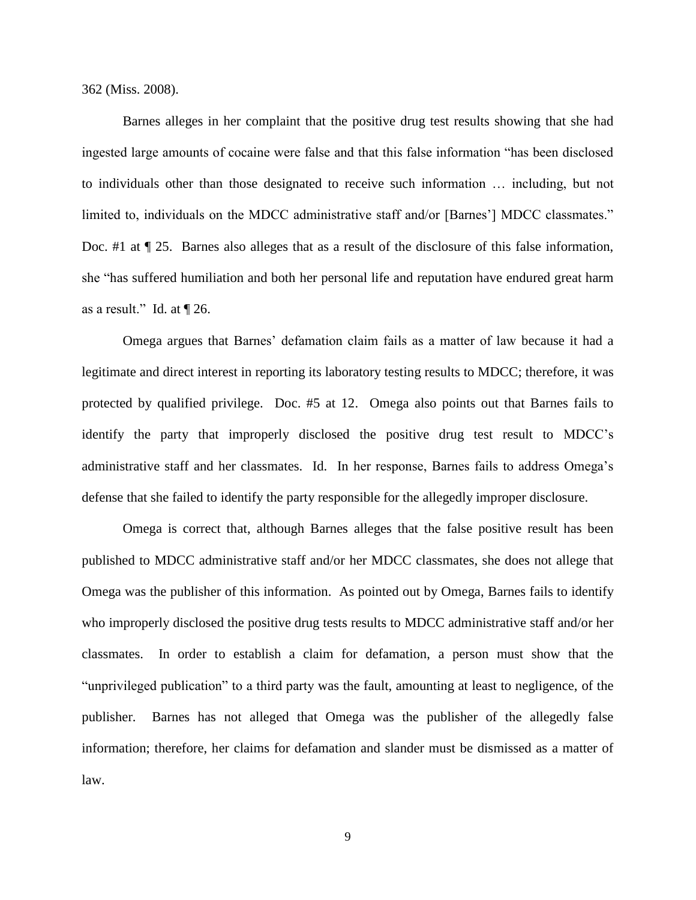362 (Miss. 2008).

Barnes alleges in her complaint that the positive drug test results showing that she had ingested large amounts of cocaine were false and that this false information "has been disclosed to individuals other than those designated to receive such information … including, but not limited to, individuals on the MDCC administrative staff and/or [Barnes'] MDCC classmates." Doc. #1 at ¶ 25. Barnes also alleges that as a result of the disclosure of this false information, she "has suffered humiliation and both her personal life and reputation have endured great harm as a result." Id. at ¶ 26.

Omega argues that Barnes' defamation claim fails as a matter of law because it had a legitimate and direct interest in reporting its laboratory testing results to MDCC; therefore, it was protected by qualified privilege. Doc. #5 at 12. Omega also points out that Barnes fails to identify the party that improperly disclosed the positive drug test result to MDCC's administrative staff and her classmates. Id. In her response, Barnes fails to address Omega's defense that she failed to identify the party responsible for the allegedly improper disclosure.

Omega is correct that, although Barnes alleges that the false positive result has been published to MDCC administrative staff and/or her MDCC classmates, she does not allege that Omega was the publisher of this information. As pointed out by Omega, Barnes fails to identify who improperly disclosed the positive drug tests results to MDCC administrative staff and/or her classmates. In order to establish a claim for defamation, a person must show that the "unprivileged publication" to a third party was the fault, amounting at least to negligence, of the publisher. Barnes has not alleged that Omega was the publisher of the allegedly false information; therefore, her claims for defamation and slander must be dismissed as a matter of law.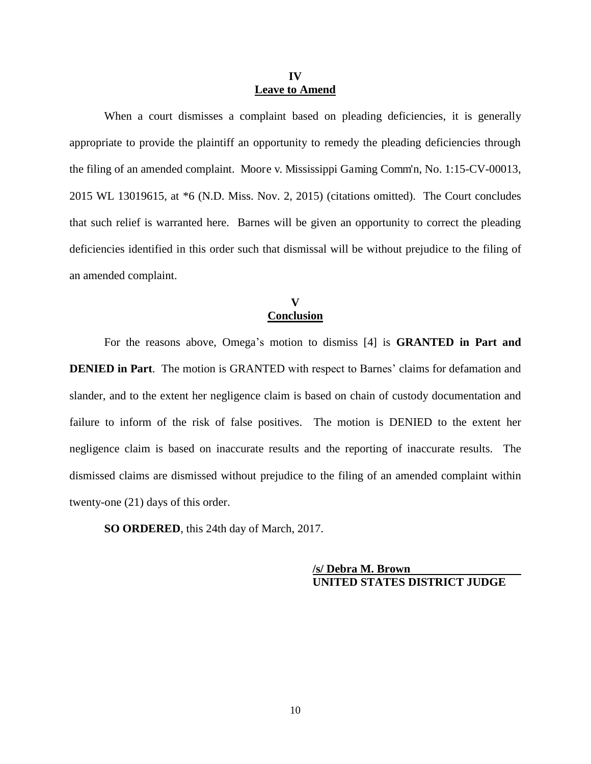## IV
## Leave to Amend

When a court dismisses a complaint based on pleading deficiencies, it is generally appropriate to provide the plaintiff an opportunity to remedy the pleading deficiencies through the filing of an amended complaint. Moore v. Mississippi Gaming Comm'n, No. 1:15-CV-00013, 2015 WL 13019615, at *6 (N.D. Miss. Nov. 2, 2015) (citations omitted). The Court concludes that such relief is warranted here. Barnes will be given an opportunity to correct the pleading deficiencies identified in this order such that dismissal will be without prejudice to the filing of an amended complaint.

## V
## Conclusion

For the reasons above, Omega's motion to dismiss [4] is **GRANTED in Part and DENIED in Part**. The motion is GRANTED with respect to Barnes' claims for defamation and slander, and to the extent her negligence claim is based on chain of custody documentation and failure to inform of the risk of false positives. The motion is DENIED to the extent her negligence claim is based on inaccurate results and the reporting of inaccurate results. The dismissed claims are dismissed without prejudice to the filing of an amended complaint within twenty-one (21) days of this order.

**SO ORDERED**, this 24th day of March, 2017.

**/s/ Debra M. Brown**
**UNITED STATES DISTRICT JUDGE**